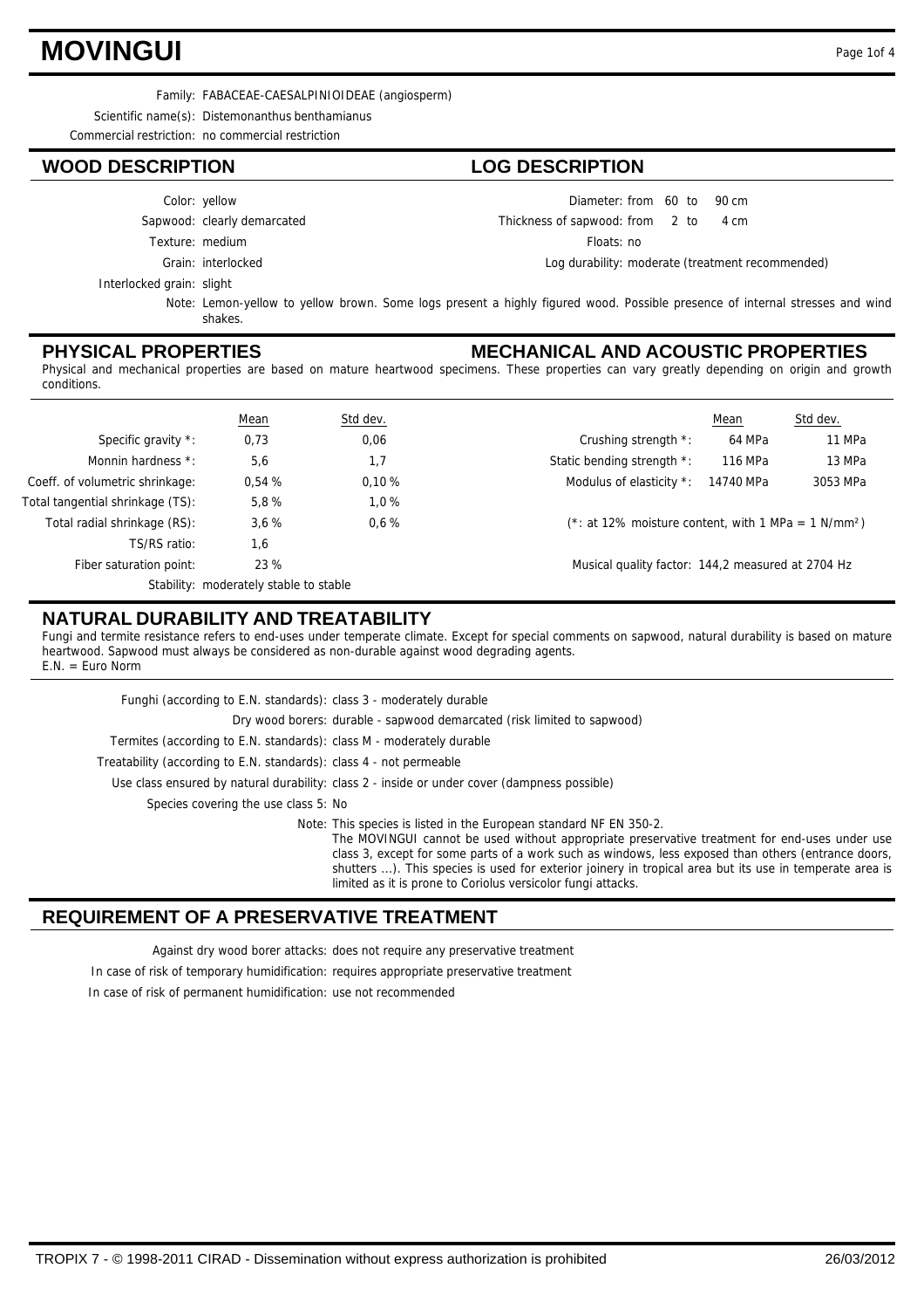# MOVINGUI

Family: FABACEAE-CAESALPINIOIDEAE (angiosperm)

Scientific name(s): Distemonanthus benthamianus

Commercial restriction: no commercial restriction

## WOOD DESCRIPTION

Color: yellow

Sapwood: clearly demarcated

Texture: medium

Grain: interlocked

Interlocked grain: slight

## LOG DESCRIPTION

Diameter: from 60 to 90 cm

Thickness of sapwood: from 2 to 4 cm

Floats: no

Log durability: moderate (treatment recommended)

Note: Lemon-yellow to yellow brown. Some logs present a highly figured wood. Possible presence of internal stresses and wind shakes.

## PHYSICAL PROPERTIES

## MECHANICAL AND ACOUSTIC PROPERTIES

Physical and mechanical properties are based on mature heartwood specimens. These properties can vary greatly depending on origin and growth conditions.

| | Mean | Std dev. |
|---|---|---|
| Specific gravity *: | 0,73 | 0,06 |
| Monnin hardness *: | 5,6 | 1,7 |
| Coeff. of volumetric shrinkage: | 0,54 % | 0,10 % |
| Total tangential shrinkage (TS): | 5,8 % | 1,0 % |
| Total radial shrinkage (RS): | 3,6 % | 0,6 % |
| TS/RS ratio: | 1,6 | |
| Fiber saturation point: | 23 % | |

Stability: moderately stable to stable

| | Mean | Std dev. |
|---|---|---|
| Crushing strength *: | 64 MPa | 11 MPa |
| Static bending strength *: | 116 MPa | 13 MPa |
| Modulus of elasticity *: | 14740 MPa | 3053 MPa |

(*: at 12% moisture content, with 1 MPa = 1 N/mm²)

Musical quality factor: 144,2 measured at 2704 Hz

## NATURAL DURABILITY AND TREATABILITY

Fungi and termite resistance refers to end-uses under temperate climate. Except for special comments on sapwood, natural durability is based on mature heartwood. Sapwood must always be considered as non-durable against wood degrading agents.
E.N. = Euro Norm

Funghi (according to E.N. standards): class 3 - moderately durable

Dry wood borers: durable - sapwood demarcated (risk limited to sapwood)

Termites (according to E.N. standards): class M - moderately durable

Treatability (according to E.N. standards): class 4 - not permeable

Use class ensured by natural durability: class 2 - inside or under cover (dampness possible)

Species covering the use class 5: No

Note: This species is listed in the European standard NF EN 350-2.
The MOVINGUI cannot be used without appropriate preservative treatment for end-uses under use class 3, except for some parts of a work such as windows, less exposed than others (entrance doors, shutters ...). This species is used for exterior joinery in tropical area but its use in temperate area is limited as it is prone to Coriolus versicolor fungi attacks.

## REQUIREMENT OF A PRESERVATIVE TREATMENT

Against dry wood borer attacks: does not require any preservative treatment

In case of risk of temporary humidification: requires appropriate preservative treatment

In case of risk of permanent humidification: use not recommended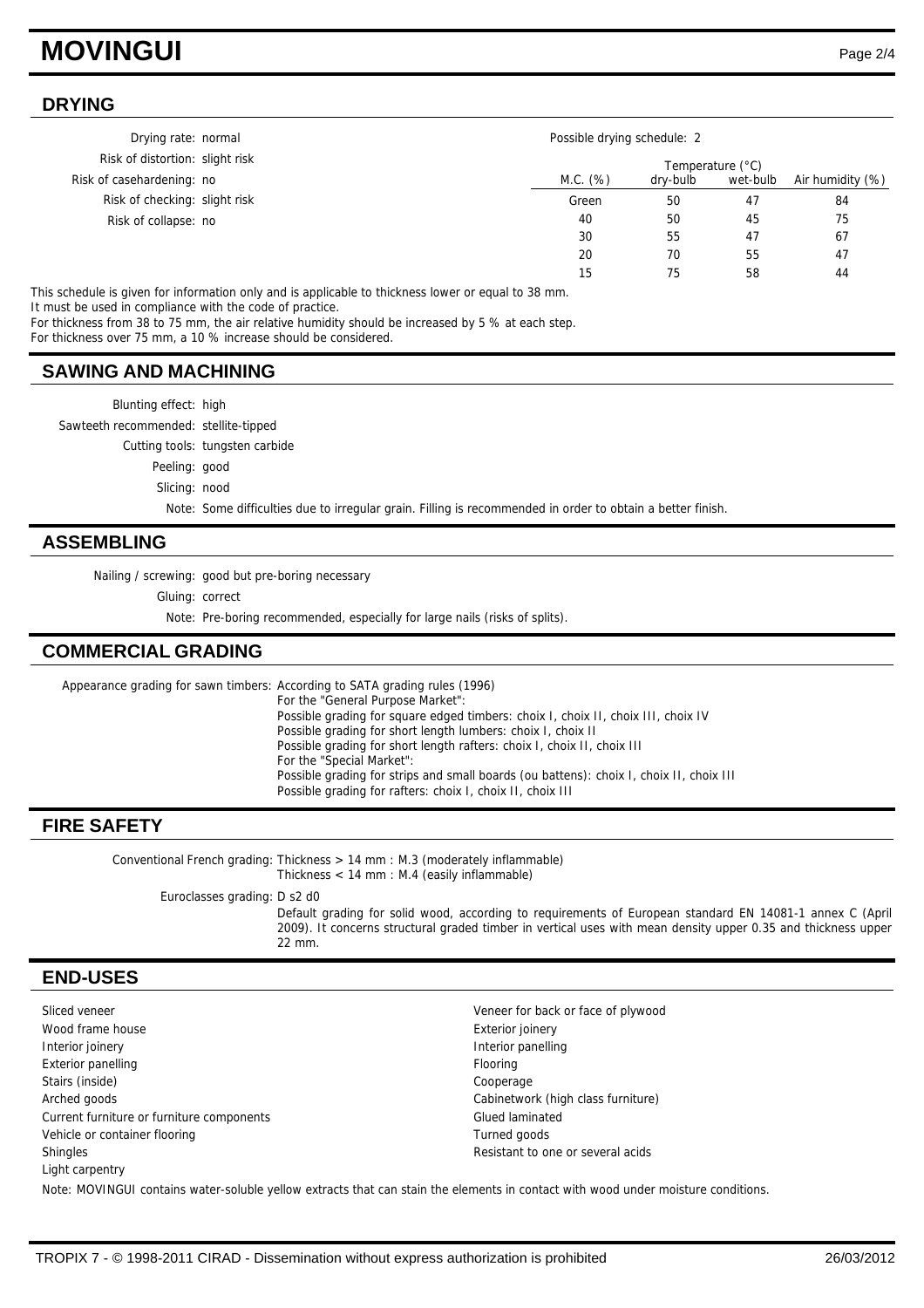# MOVINGUI

## DRYING

Drying rate: normal
Risk of distortion: slight risk
Risk of casehardening: no
Risk of checking: slight risk
Risk of collapse: no

Possible drying schedule: 2

| M.C. (%) | Temperature (°C) | | Air humidity (%) |
|---|---|---|---|
| | dry-bulb | wet-bulb | |
| Green | 50 | 47 | 84 |
| 40 | 50 | 45 | 75 |
| 30 | 55 | 47 | 67 |
| 20 | 70 | 55 | 47 |
| 15 | 75 | 58 | 44 |

This schedule is given for information only and is applicable to thickness lower or equal to 38 mm.
It must be used in compliance with the code of practice.
For thickness from 38 to 75 mm, the air relative humidity should be increased by 5 % at each step.
For thickness over 75 mm, a 10 % increase should be considered.

## SAWING AND MACHINING

Blunting effect: high
Sawteeth recommended: stellite-tipped
Cutting tools: tungsten carbide
Peeling: good
Slicing: nood
Note: Some difficulties due to irregular grain. Filling is recommended in order to obtain a better finish.

## ASSEMBLING

Nailing / screwing: good but pre-boring necessary
Gluing: correct
Note: Pre-boring recommended, especially for large nails (risks of splits).

## COMMERCIAL GRADING

Appearance grading for sawn timbers: According to SATA grading rules (1996)
For the "General Purpose Market":
Possible grading for square edged timbers: choix I, choix II, choix III, choix IV
Possible grading for short length lumbers: choix I, choix II
Possible grading for short length rafters: choix I, choix II, choix III
For the "Special Market":
Possible grading for strips and small boards (ou battens): choix I, choix II, choix III
Possible grading for rafters: choix I, choix II, choix III

## FIRE SAFETY

Conventional French grading: Thickness > 14 mm : M.3 (moderately inflammable)
Thickness < 14 mm : M.4 (easily inflammable)

Euroclasses grading: D s2 d0
Default grading for solid wood, according to requirements of European standard EN 14081-1 annex C (April 2009). It concerns structural graded timber in vertical uses with mean density upper 0.35 and thickness upper 22 mm.

## END-USES

- Sliced veneer
- Wood frame house
- Interior joinery
- Exterior panelling
- Stairs (inside)
- Arched goods
- Current furniture or furniture components
- Vehicle or container flooring
- Shingles
- Light carpentry
- Veneer for back or face of plywood
- Exterior joinery
- Interior panelling
- Flooring
- Cooperage
- Cabinetwork (high class furniture)
- Glued laminated
- Turned goods
- Resistant to one or several acids

Note: MOVINGUI contains water-soluble yellow extracts that can stain the elements in contact with wood under moisture conditions.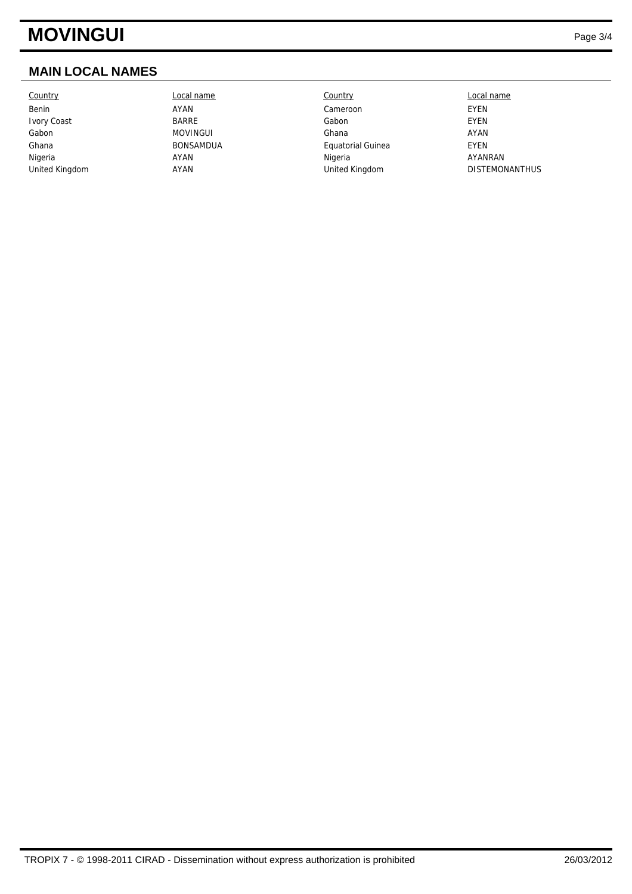## MAIN LOCAL NAMES

| Country | Local name | Country | Local name |
|---|---|---|---|
| Benin | AYAN | Cameroon | EYEN |
| Ivory Coast | BARRE | Gabon | EYEN |
| Gabon | MOVINGUI | Ghana | AYAN |
| Ghana | BONSAMDUA | Equatorial Guinea | EYEN |
| Nigeria | AYAN | Nigeria | AYANRAN |
| United Kingdom | AYAN | United Kingdom | DISTEMONANTHUS |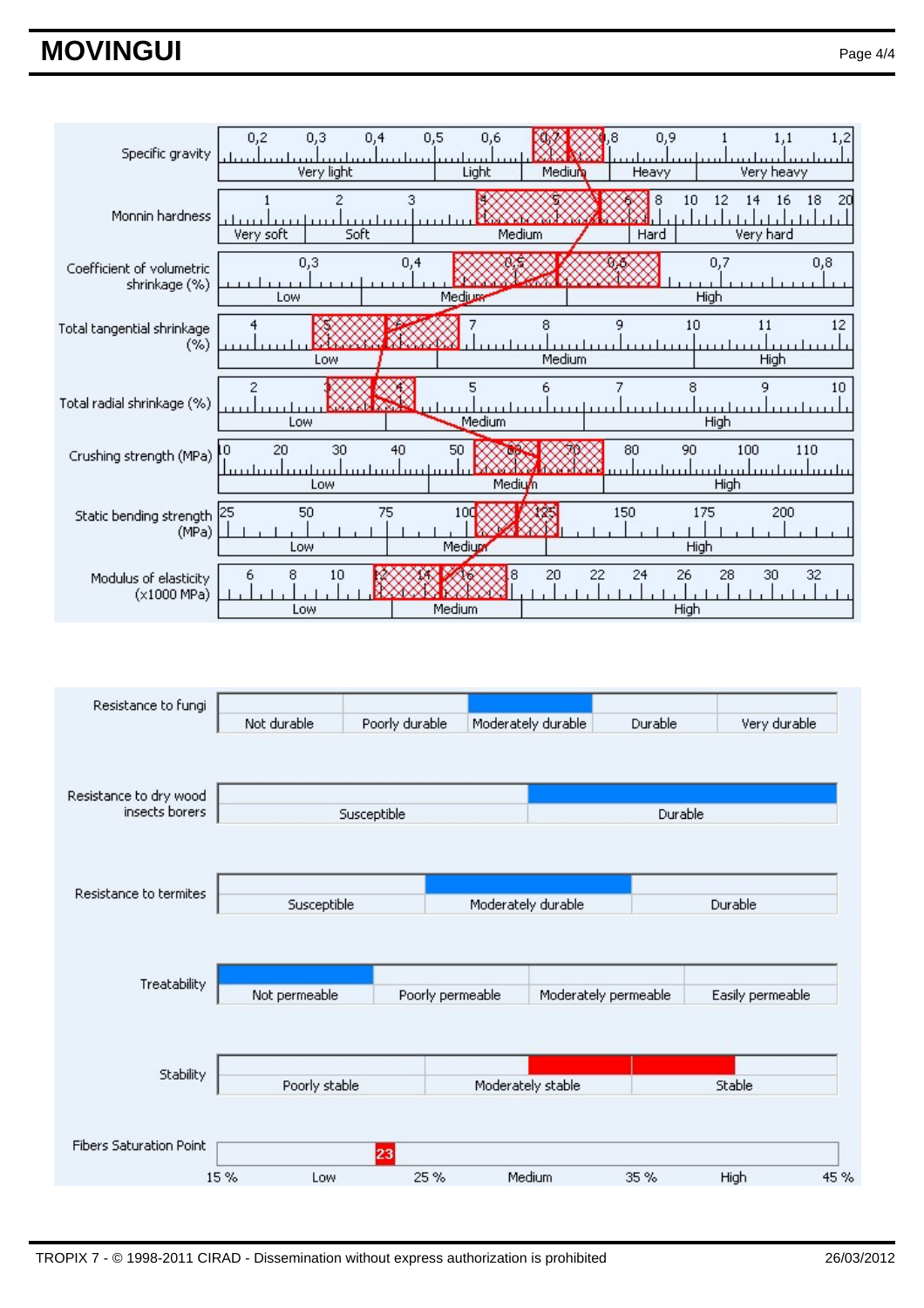# MOVINGUI

Specific gravity
0,2 0,3 0,4 0,5 0,6 0,7 0,8 0,9 1 1,1 1,2
Very light Light Medium Heavy Very heavy

Monnin hardness
1 2 3 4 5 6 8 10 12 14 16 18 20
Very soft Soft Medium Hard Very hard

Coefficient of volumetric shrinkage (%)
0,3 0,4 0,5 0,6 0,7 0,8
Low Medium High

Total tangential shrinkage (%)
4 5 6 7 8 9 10 11 12
Low Medium High

Total radial shrinkage (%)
2 3 4 5 6 7 8 9 10
Low Medium High

Crushing strength (MPa)
10 20 30 40 50 60 70 80 90 100 110
Low Medium High

Static bending strength (MPa)
25 50 75 100 125 150 175 200
Low Medium High

Modulus of elasticity (x1000 MPa)
6 8 10 12 14 16 18 20 22 24 26 28 30 32
Low Medium High

Resistance to fungi
Not durable Poorly durable Moderately durable Durable Very durable

Resistance to dry wood insects borers
Susceptible Durable

Resistance to termites
Susceptible Moderately durable Durable

Treatability
Not permeable Poorly permeable Moderately permeable Easily permeable

Stability
Poorly stable Moderately stable Stable

Fibers Saturation Point
23
15 % Low 25 % Medium 35 % High 45 %

TROPIX 7 - © 1998-2011 CIRAD - Dissemination without express authorization is prohibited 26/03/2012